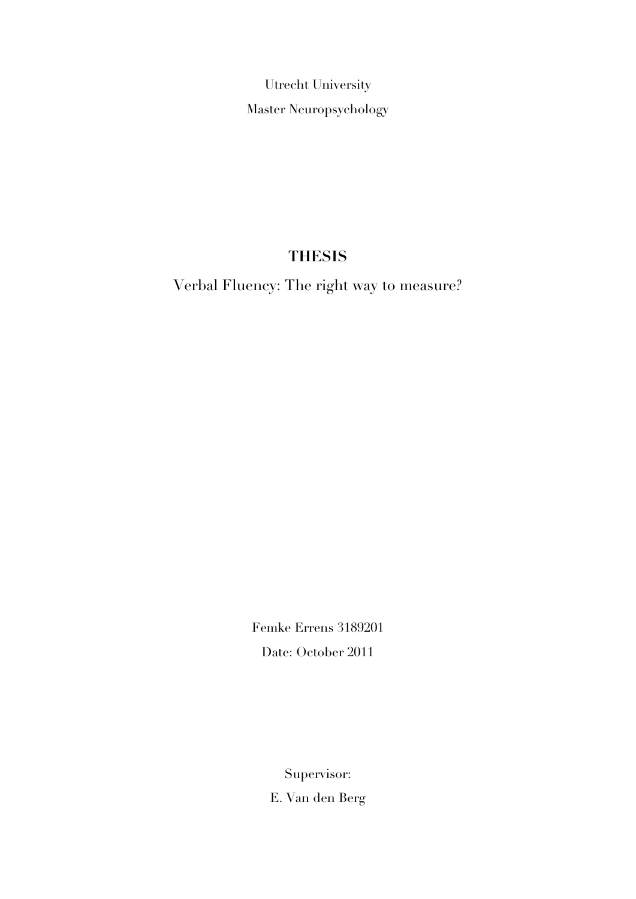Utrecht University

Master Neuropsychology

# THESIS

Verbal Fluency: The right way to measure?

Femke Errens 3189201

Date: October 2011

Supervisor:

E. Van den Berg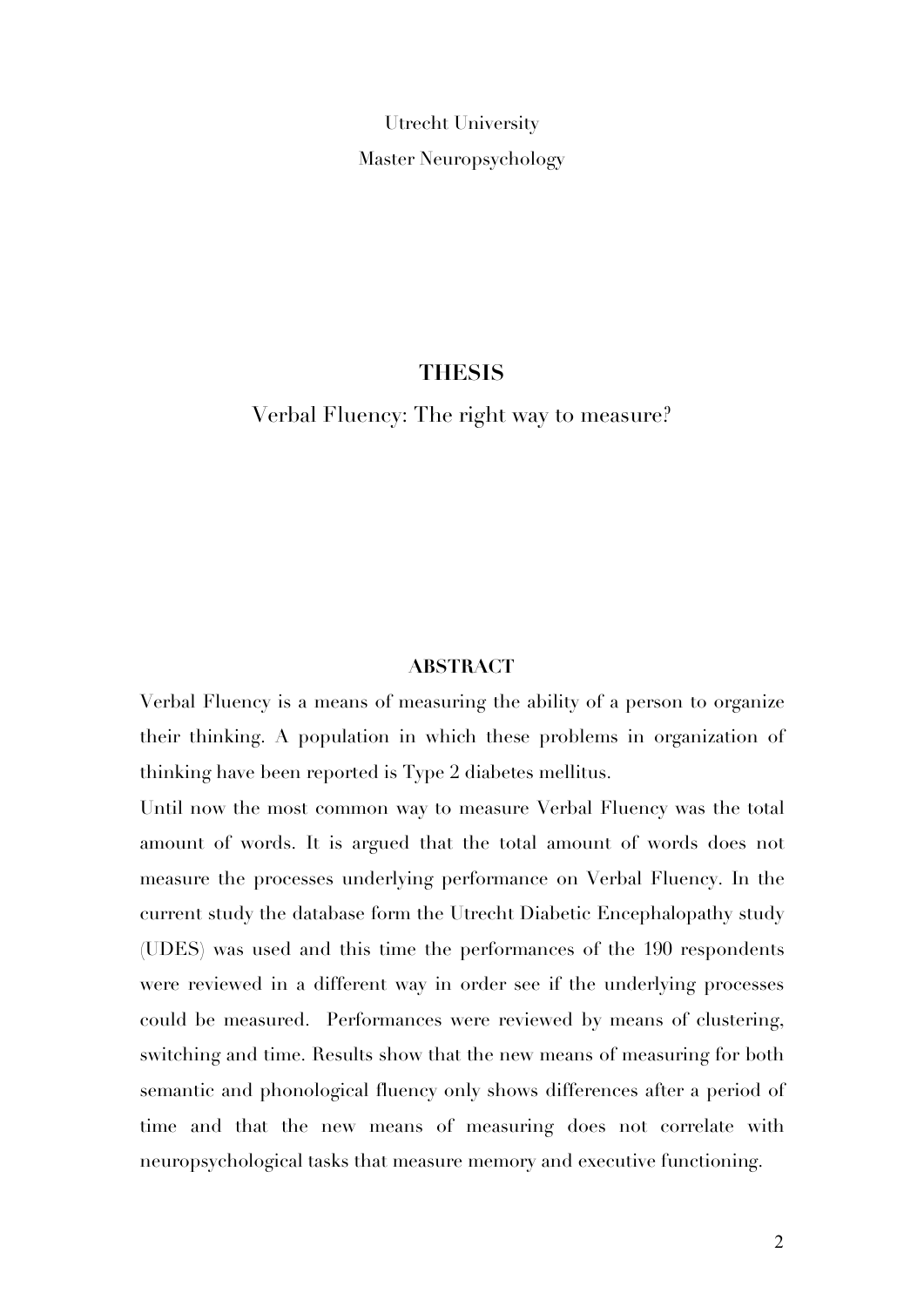Utrecht University

Master Neuropsychology

# THESIS

## Verbal Fluency: The right way to measure?

### ABSTRACT

Verbal Fluency is a means of measuring the ability of a person to organize their thinking. A population in which these problems in organization of thinking have been reported is Type 2 diabetes mellitus.

Until now the most common way to measure Verbal Fluency was the total amount of words. It is argued that the total amount of words does not measure the processes underlying performance on Verbal Fluency. In the current study the database form the Utrecht Diabetic Encephalopathy study (UDES) was used and this time the performances of the 190 respondents were reviewed in a different way in order see if the underlying processes could be measured. Performances were reviewed by means of clustering, switching and time. Results show that the new means of measuring for both semantic and phonological fluency only shows differences after a period of time and that the new means of measuring does not correlate with neuropsychological tasks that measure memory and executive functioning.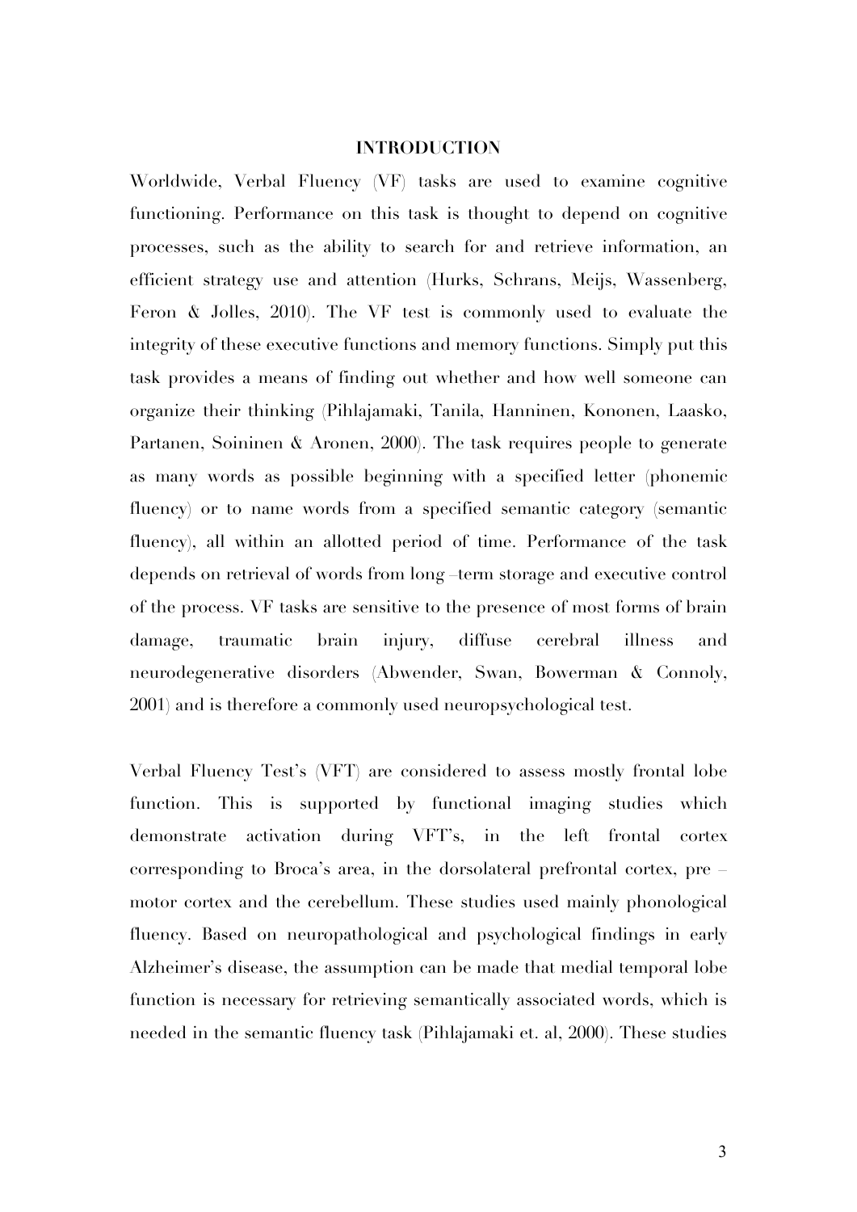# INTRODUCTION

Worldwide, Verbal Fluency (VF) tasks are used to examine cognitive functioning. Performance on this task is thought to depend on cognitive processes, such as the ability to search for and retrieve information, an efficient strategy use and attention (Hurks, Schrans, Meijs, Wassenberg, Feron & Jolles, 2010). The VF test is commonly used to evaluate the integrity of these executive functions and memory functions. Simply put this task provides a means of finding out whether and how well someone can organize their thinking (Pihlajamaki, Tanila, Hanninen, Kononen, Laasko, Partanen, Soininen & Aronen, 2000). The task requires people to generate as many words as possible beginning with a specified letter (phonemic fluency) or to name words from a specified semantic category (semantic fluency), all within an allotted period of time. Performance of the task depends on retrieval of words from long –term storage and executive control of the process. VF tasks are sensitive to the presence of most forms of brain damage, traumatic brain injury, diffuse cerebral illness and neurodegenerative disorders (Abwender, Swan, Bowerman & Connoly, 2001) and is therefore a commonly used neuropsychological test.

Verbal Fluency Test's (VFT) are considered to assess mostly frontal lobe function. This is supported by functional imaging studies which demonstrate activation during VFT's, in the left frontal cortex corresponding to Broca's area, in the dorsolateral prefrontal cortex, pre – motor cortex and the cerebellum. These studies used mainly phonological fluency. Based on neuropathological and psychological findings in early Alzheimer's disease, the assumption can be made that medial temporal lobe function is necessary for retrieving semantically associated words, which is needed in the semantic fluency task (Pihlajamaki et. al, 2000). These studies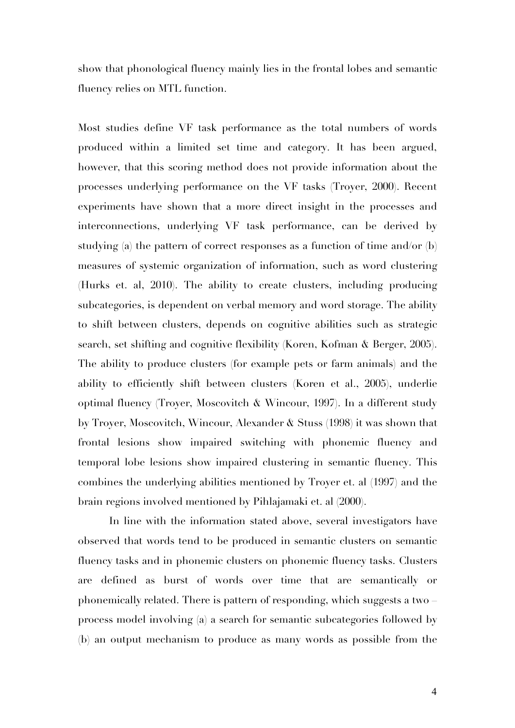show that phonological fluency mainly lies in the frontal lobes and semantic fluency relies on MTL function.

Most studies define VF task performance as the total numbers of words produced within a limited set time and category. It has been argued, however, that this scoring method does not provide information about the processes underlying performance on the VF tasks (Troyer, 2000). Recent experiments have shown that a more direct insight in the processes and interconnections, underlying VF task performance, can be derived by studying (a) the pattern of correct responses as a function of time and/or (b) measures of systemic organization of information, such as word clustering (Hurks et. al, 2010). The ability to create clusters, including producing subcategories, is dependent on verbal memory and word storage. The ability to shift between clusters, depends on cognitive abilities such as strategic search, set shifting and cognitive flexibility (Koren, Kofman & Berger, 2005). The ability to produce clusters (for example pets or farm animals) and the ability to efficiently shift between clusters (Koren et al., 2005), underlie optimal fluency (Troyer, Moscovitch & Wincour, 1997). In a different study by Troyer, Moscovitch, Wincour, Alexander & Stuss (1998) it was shown that frontal lesions show impaired switching with phonemic fluency and temporal lobe lesions show impaired clustering in semantic fluency. This combines the underlying abilities mentioned by Troyer et. al (1997) and the brain regions involved mentioned by Pihlajamaki et. al (2000).

In line with the information stated above, several investigators have observed that words tend to be produced in semantic clusters on semantic fluency tasks and in phonemic clusters on phonemic fluency tasks. Clusters are defined as burst of words over time that are semantically or phonemically related. There is pattern of responding, which suggests a two – process model involving (a) a search for semantic subcategories followed by (b) an output mechanism to produce as many words as possible from the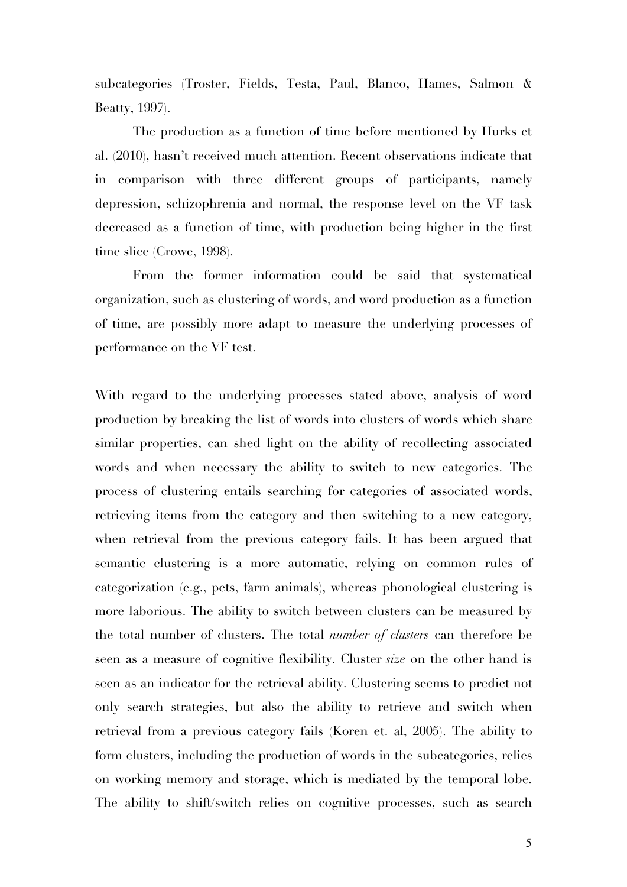subcategories (Troster, Fields, Testa, Paul, Blanco, Hames, Salmon & Beatty, 1997).

The production as a function of time before mentioned by Hurks et al. (2010), hasn't received much attention. Recent observations indicate that in comparison with three different groups of participants, namely depression, schizophrenia and normal, the response level on the VF task decreased as a function of time, with production being higher in the first time slice (Crowe, 1998).

From the former information could be said that systematical organization, such as clustering of words, and word production as a function of time, are possibly more adapt to measure the underlying processes of performance on the VF test.

With regard to the underlying processes stated above, analysis of word production by breaking the list of words into clusters of words which share similar properties, can shed light on the ability of recollecting associated words and when necessary the ability to switch to new categories. The process of clustering entails searching for categories of associated words, retrieving items from the category and then switching to a new category, when retrieval from the previous category fails. It has been argued that semantic clustering is a more automatic, relying on common rules of categorization (e.g., pets, farm animals), whereas phonological clustering is more laborious. The ability to switch between clusters can be measured by the total number of clusters. The total *number of clusters* can therefore be seen as a measure of cognitive flexibility. Cluster *size* on the other hand is seen as an indicator for the retrieval ability. Clustering seems to predict not only search strategies, but also the ability to retrieve and switch when retrieval from a previous category fails (Koren et. al, 2005). The ability to form clusters, including the production of words in the subcategories, relies on working memory and storage, which is mediated by the temporal lobe. The ability to shift/switch relies on cognitive processes, such as search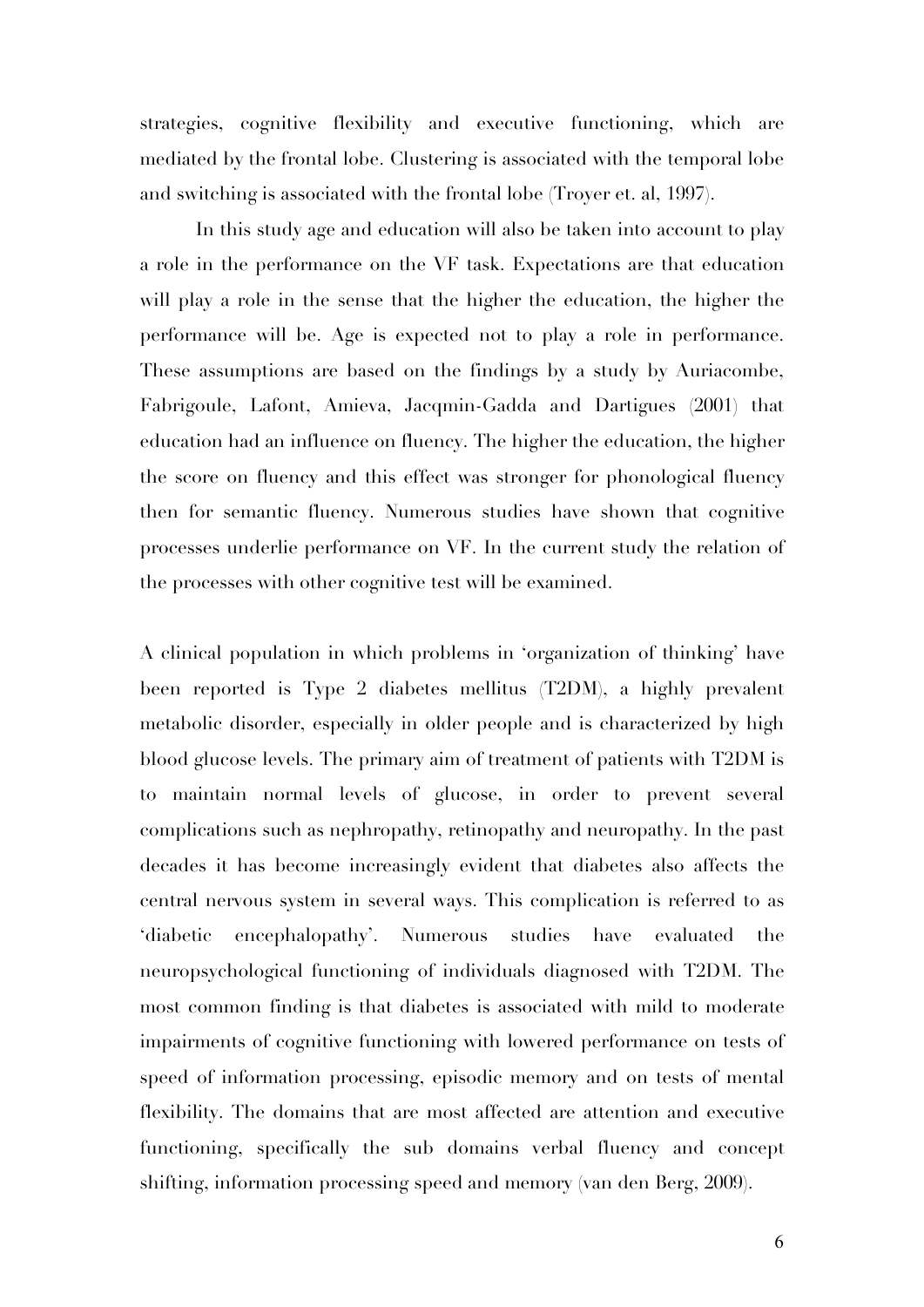strategies, cognitive flexibility and executive functioning, which are mediated by the frontal lobe. Clustering is associated with the temporal lobe and switching is associated with the frontal lobe (Troyer et. al, 1997).

In this study age and education will also be taken into account to play a role in the performance on the VF task. Expectations are that education will play a role in the sense that the higher the education, the higher the performance will be. Age is expected not to play a role in performance. These assumptions are based on the findings by a study by Auriacombe, Fabrigoule, Lafont, Amieva, Jacqmin-Gadda and Dartigues (2001) that education had an influence on fluency. The higher the education, the higher the score on fluency and this effect was stronger for phonological fluency then for semantic fluency. Numerous studies have shown that cognitive processes underlie performance on VF. In the current study the relation of the processes with other cognitive test will be examined.

A clinical population in which problems in 'organization of thinking' have been reported is Type 2 diabetes mellitus (T2DM), a highly prevalent metabolic disorder, especially in older people and is characterized by high blood glucose levels. The primary aim of treatment of patients with T2DM is to maintain normal levels of glucose, in order to prevent several complications such as nephropathy, retinopathy and neuropathy. In the past decades it has become increasingly evident that diabetes also affects the central nervous system in several ways. This complication is referred to as 'diabetic encephalopathy'. Numerous studies have evaluated the neuropsychological functioning of individuals diagnosed with T2DM. The most common finding is that diabetes is associated with mild to moderate impairments of cognitive functioning with lowered performance on tests of speed of information processing, episodic memory and on tests of mental flexibility. The domains that are most affected are attention and executive functioning, specifically the sub domains verbal fluency and concept shifting, information processing speed and memory (van den Berg, 2009).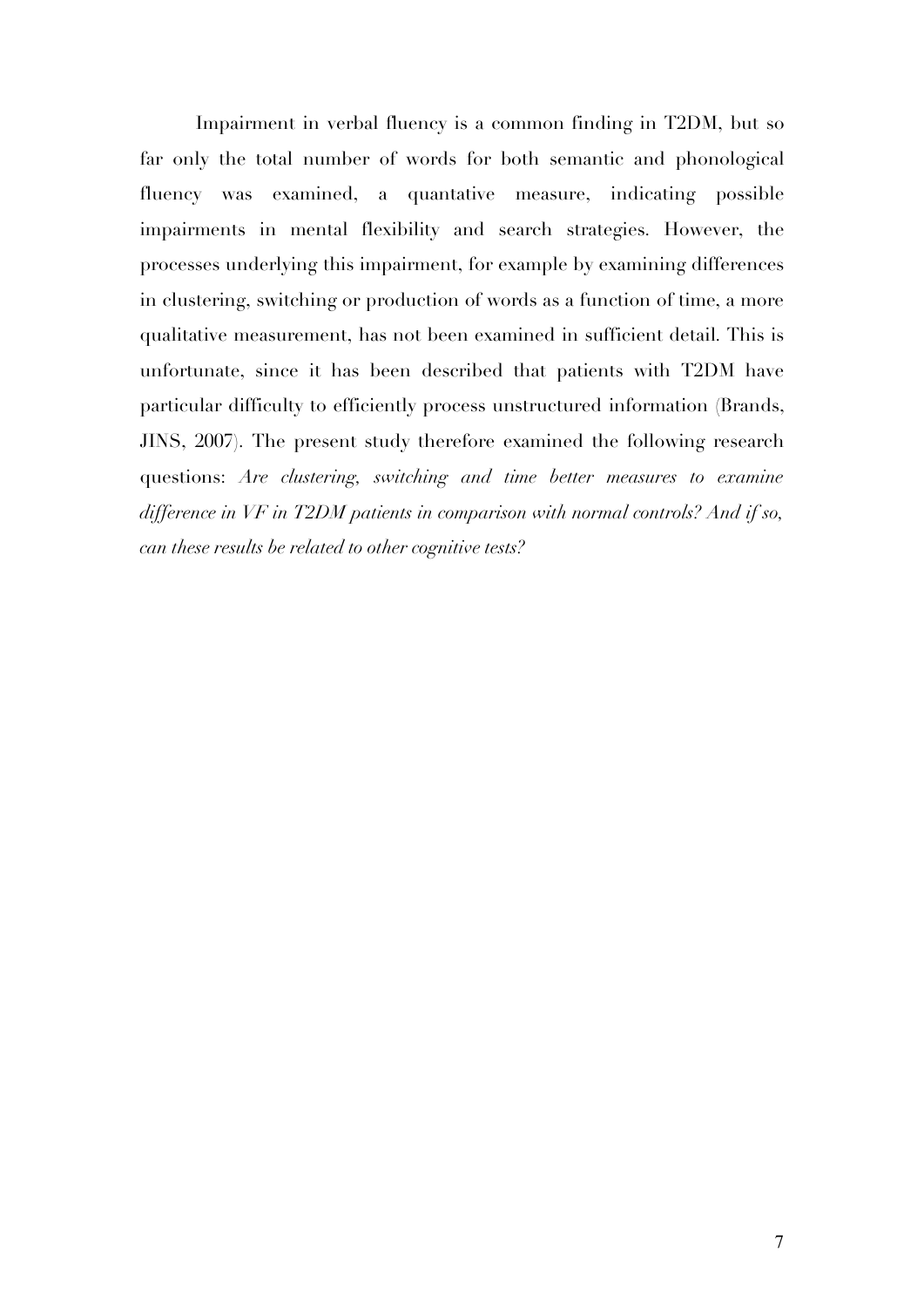Impairment in verbal fluency is a common finding in T2DM, but so far only the total number of words for both semantic and phonological fluency was examined, a quantative measure, indicating possible impairments in mental flexibility and search strategies. However, the processes underlying this impairment, for example by examining differences in clustering, switching or production of words as a function of time, a more qualitative measurement, has not been examined in sufficient detail. This is unfortunate, since it has been described that patients with T2DM have particular difficulty to efficiently process unstructured information (Brands, JINS, 2007). The present study therefore examined the following research questions: *Are clustering, switching and time better measures to examine difference in VF in T2DM patients in comparison with normal controls? And if so, can these results be related to other cognitive tests?*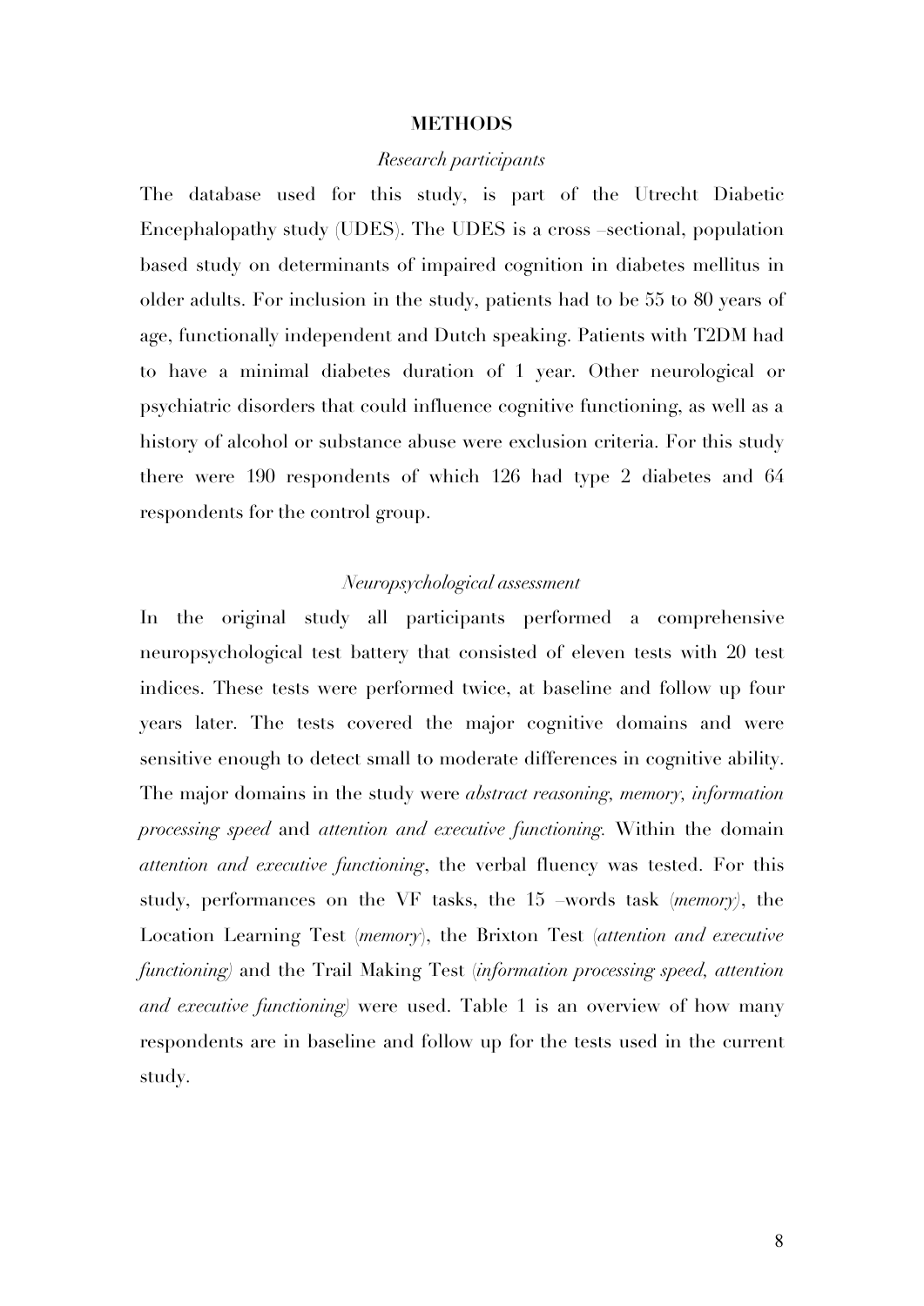## METHODS

### *Research participants*

The database used for this study, is part of the Utrecht Diabetic Encephalopathy study (UDES). The UDES is a cross –sectional, population based study on determinants of impaired cognition in diabetes mellitus in older adults. For inclusion in the study, patients had to be 55 to 80 years of age, functionally independent and Dutch speaking. Patients with T2DM had to have a minimal diabetes duration of 1 year. Other neurological or psychiatric disorders that could influence cognitive functioning, as well as a history of alcohol or substance abuse were exclusion criteria. For this study there were 190 respondents of which 126 had type 2 diabetes and 64 respondents for the control group.

### *Neuropsychological assessment*

In the original study all participants performed a comprehensive neuropsychological test battery that consisted of eleven tests with 20 test indices. These tests were performed twice, at baseline and follow up four years later. The tests covered the major cognitive domains and were sensitive enough to detect small to moderate differences in cognitive ability. The major domains in the study were *abstract reasoning*, *memory*, *information processing speed* and *attention and executive functioning*. Within the domain *attention and executive functioning*, the verbal fluency was tested. For this study, performances on the VF tasks, the 15 –words task (*memory*), the Location Learning Test (*memory*), the Brixton Test (*attention and executive functioning*) and the Trail Making Test (*information processing speed, attention and executive functioning*) were used. Table 1 is an overview of how many respondents are in baseline and follow up for the tests used in the current study.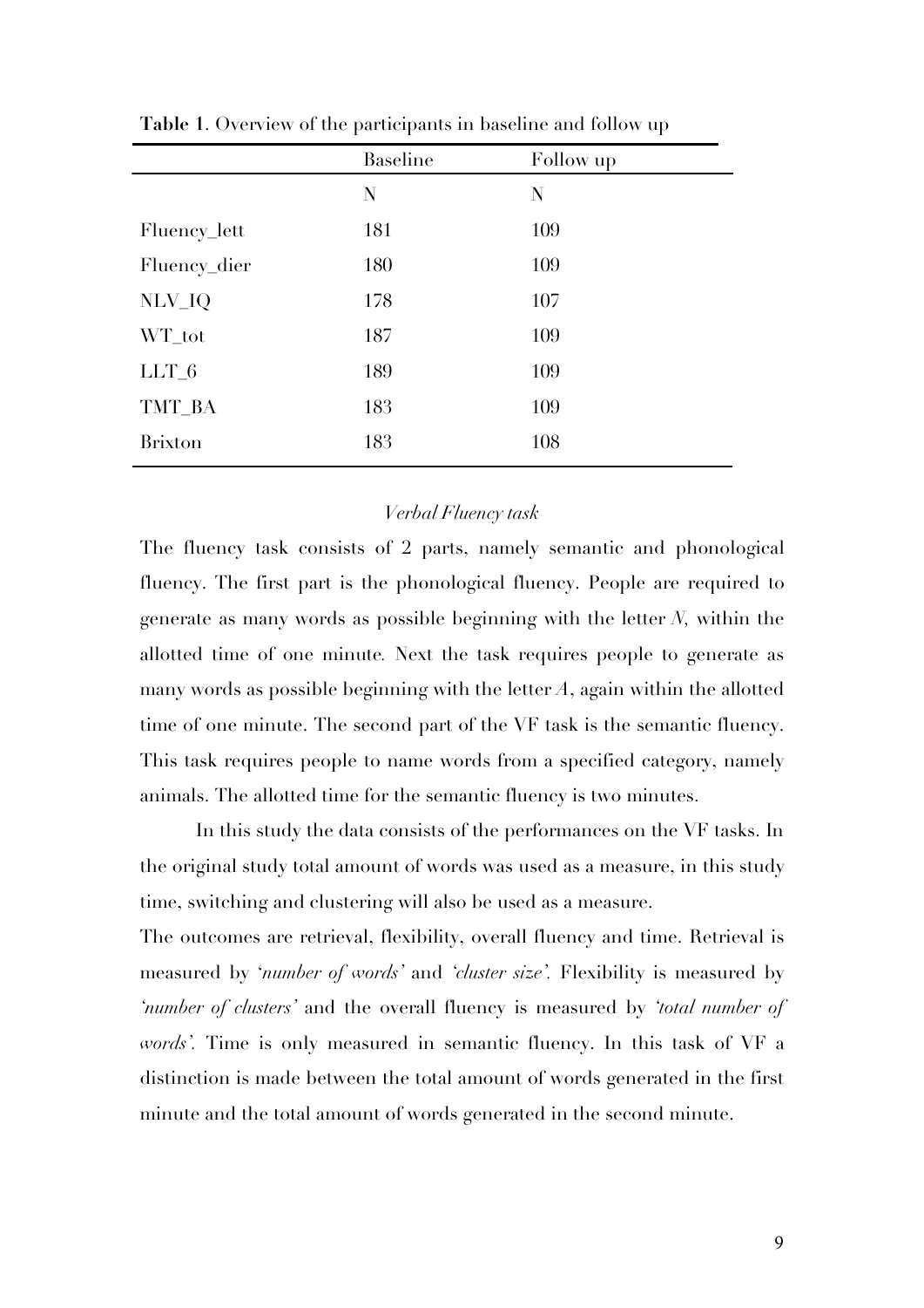**Table 1**. Overview of the participants in baseline and follow up

| | Baseline | Follow up |
|---|---|---|
| | N | N |
| Fluency_lett | 181 | 109 |
| Fluency_dier | 180 | 109 |
| NLV_IQ | 178 | 107 |
| WT_tot | 187 | 109 |
| LLT_6 | 189 | 109 |
| TMT_BA | 183 | 109 |
| Brixton | 183 | 108 |

*Verbal Fluency task*

The fluency task consists of 2 parts, namely semantic and phonological fluency. The first part is the phonological fluency. People are required to generate as many words as possible beginning with the letter *N*, within the allotted time of one minute. Next the task requires people to generate as many words as possible beginning with the letter *A*, again within the allotted time of one minute. The second part of the VF task is the semantic fluency. This task requires people to name words from a specified category, namely animals. The allotted time for the semantic fluency is two minutes.

In this study the data consists of the performances on the VF tasks. In the original study total amount of words was used as a measure, in this study time, switching and clustering will also be used as a measure.

The outcomes are retrieval, flexibility, overall fluency and time. Retrieval is measured by '*number of words*' and '*cluster size*'. Flexibility is measured by '*number of clusters*' and the overall fluency is measured by '*total number of words*'. Time is only measured in semantic fluency. In this task of VF a distinction is made between the total amount of words generated in the first minute and the total amount of words generated in the second minute.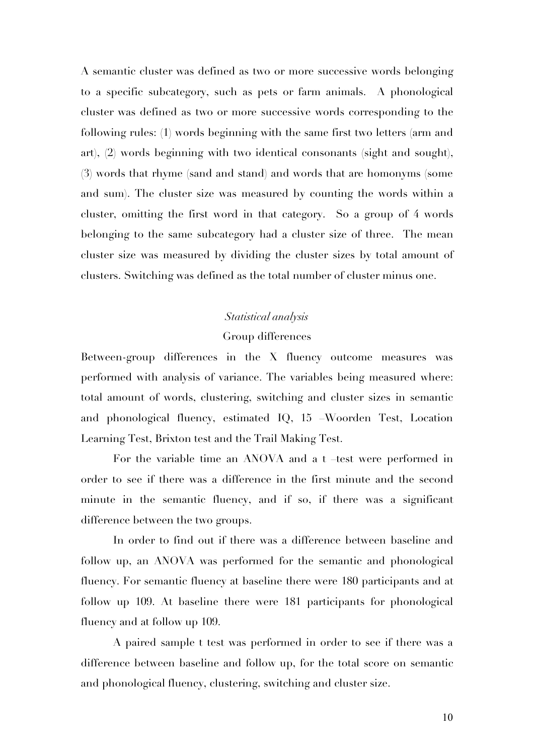A semantic cluster was defined as two or more successive words belonging to a specific subcategory, such as pets or farm animals. A phonological cluster was defined as two or more successive words corresponding to the following rules: (1) words beginning with the same first two letters (arm and art), (2) words beginning with two identical consonants (sight and sought), (3) words that rhyme (sand and stand) and words that are homonyms (some and sum). The cluster size was measured by counting the words within a cluster, omitting the first word in that category. So a group of 4 words belonging to the same subcategory had a cluster size of three. The mean cluster size was measured by dividing the cluster sizes by total amount of clusters. Switching was defined as the total number of cluster minus one.

### *Statistical analysis*

#### Group differences

Between-group differences in the X fluency outcome measures was performed with analysis of variance. The variables being measured where: total amount of words, clustering, switching and cluster sizes in semantic and phonological fluency, estimated IQ, 15 –Woorden Test, Location Learning Test, Brixton test and the Trail Making Test.

For the variable time an ANOVA and a t –test were performed in order to see if there was a difference in the first minute and the second minute in the semantic fluency, and if so, if there was a significant difference between the two groups.

In order to find out if there was a difference between baseline and follow up, an ANOVA was performed for the semantic and phonological fluency. For semantic fluency at baseline there were 180 participants and at follow up 109. At baseline there were 181 participants for phonological fluency and at follow up 109.

A paired sample t test was performed in order to see if there was a difference between baseline and follow up, for the total score on semantic and phonological fluency, clustering, switching and cluster size.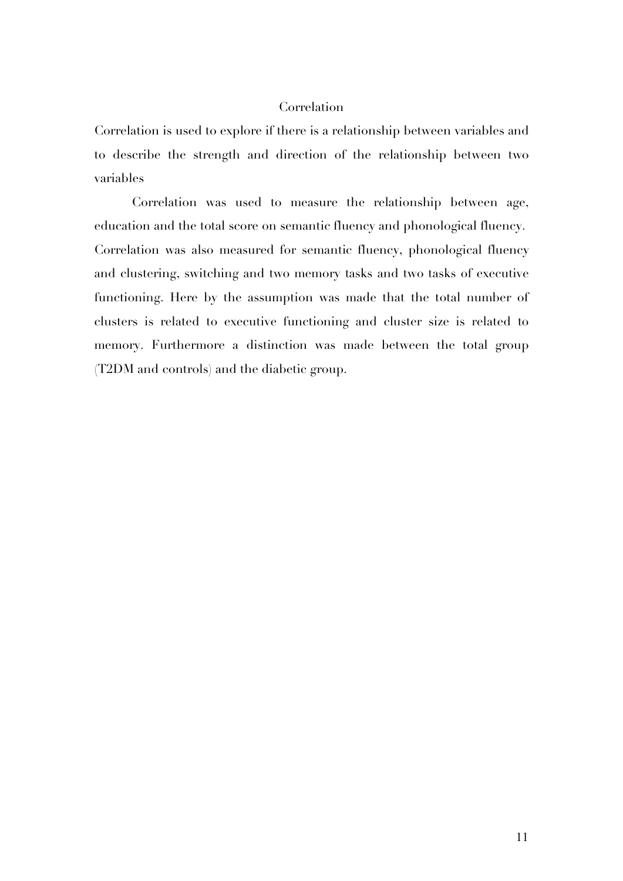## Correlation

Correlation is used to explore if there is a relationship between variables and to describe the strength and direction of the relationship between two variables

Correlation was used to measure the relationship between age, education and the total score on semantic fluency and phonological fluency. Correlation was also measured for semantic fluency, phonological fluency and clustering, switching and two memory tasks and two tasks of executive functioning. Here by the assumption was made that the total number of clusters is related to executive functioning and cluster size is related to memory. Furthermore a distinction was made between the total group (T2DM and controls) and the diabetic group.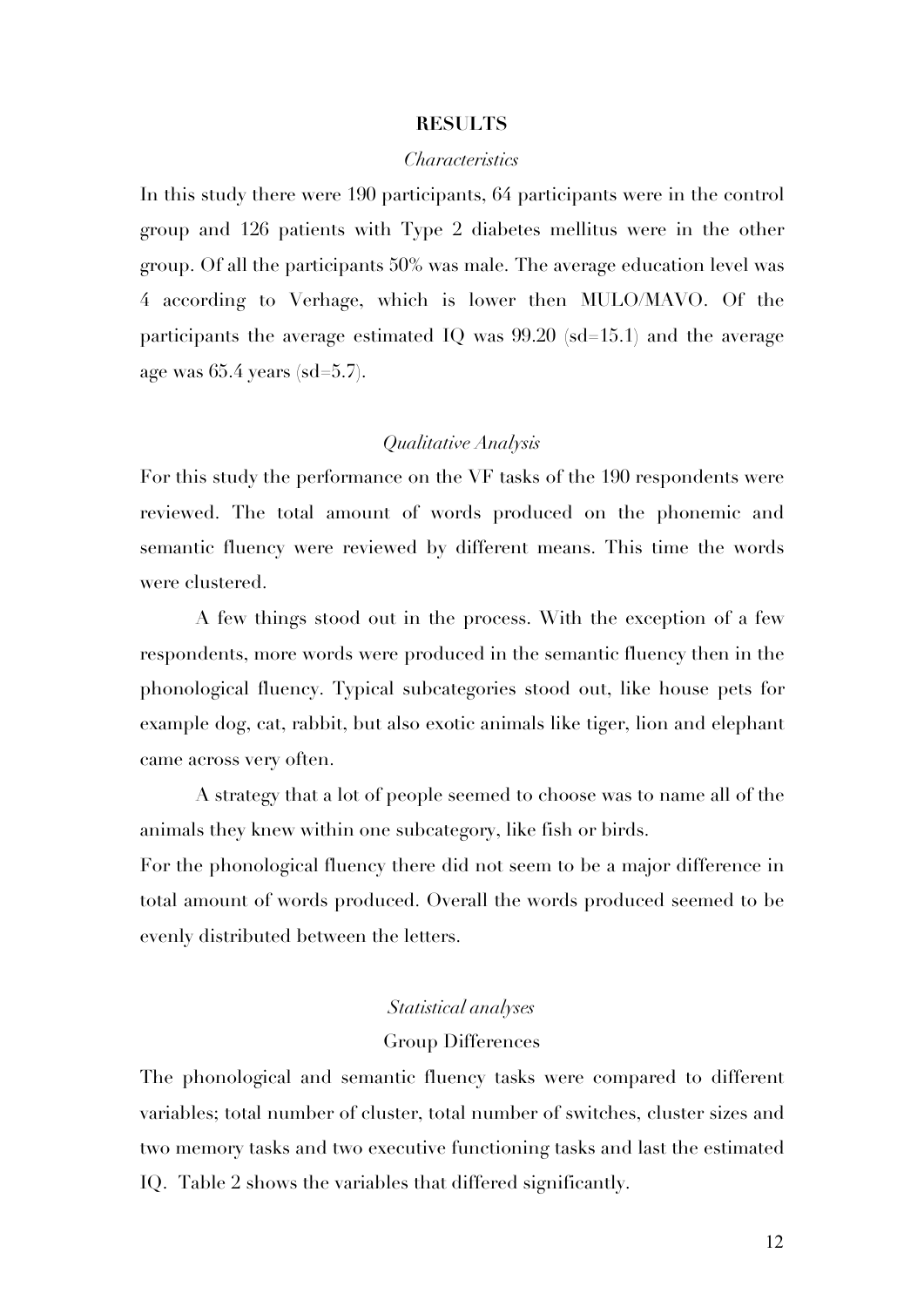## RESULTS

### *Characteristics*

In this study there were 190 participants, 64 participants were in the control group and 126 patients with Type 2 diabetes mellitus were in the other group. Of all the participants 50% was male. The average education level was 4 according to Verhage, which is lower then MULO/MAVO. Of the participants the average estimated IQ was 99.20 (sd=15.1) and the average age was 65.4 years (sd=5.7).

### *Qualitative Analysis*

For this study the performance on the VF tasks of the 190 respondents were reviewed. The total amount of words produced on the phonemic and semantic fluency were reviewed by different means. This time the words were clustered.

A few things stood out in the process. With the exception of a few respondents, more words were produced in the semantic fluency then in the phonological fluency. Typical subcategories stood out, like house pets for example dog, cat, rabbit, but also exotic animals like tiger, lion and elephant came across very often.

A strategy that a lot of people seemed to choose was to name all of the animals they knew within one subcategory, like fish or birds.

For the phonological fluency there did not seem to be a major difference in total amount of words produced. Overall the words produced seemed to be evenly distributed between the letters.

### *Statistical analyses*

#### Group Differences

The phonological and semantic fluency tasks were compared to different variables; total number of cluster, total number of switches, cluster sizes and two memory tasks and two executive functioning tasks and last the estimated IQ. Table 2 shows the variables that differed significantly.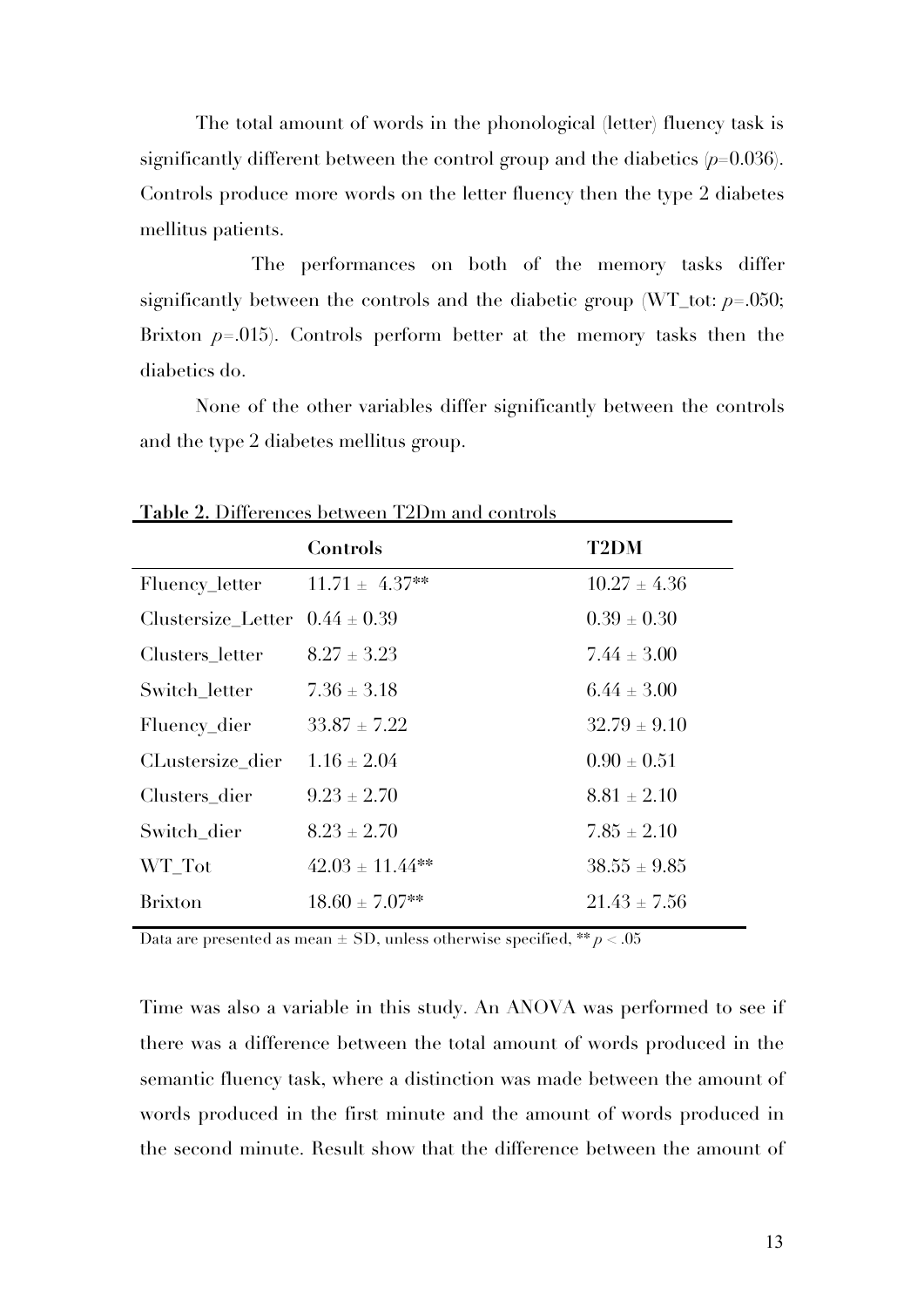The total amount of words in the phonological (letter) fluency task is significantly different between the control group and the diabetics ($p$=0.036). Controls produce more words on the letter fluency then the type 2 diabetes mellitus patients.

The performances on both of the memory tasks differ significantly between the controls and the diabetic group (WT_tot: $p$=.050; Brixton $p$=.015). Controls perform better at the memory tasks then the diabetics do.

None of the other variables differ significantly between the controls and the type 2 diabetes mellitus group.

**Table 2.** Differences between T2Dm and controls

| | **Controls** | **T2DM** |
|---|---|---|
| Fluency_letter | 11.71 ± 4.37** | 10.27 ± 4.36 |
| Clustersize_Letter | 0.44 ± 0.39 | 0.39 ± 0.30 |
| Clusters_letter | 8.27 ± 3.23 | 7.44 ± 3.00 |
| Switch_letter | 7.36 ± 3.18 | 6.44 ± 3.00 |
| Fluency_dier | 33.87 ± 7.22 | 32.79 ± 9.10 |
| CLustersize_dier | 1.16 ± 2.04 | 0.90 ± 0.51 |
| Clusters_dier | 9.23 ± 2.70 | 8.81 ± 2.10 |
| Switch_dier | 8.23 ± 2.70 | 7.85 ± 2.10 |
| WT_Tot | 42.03 ± 11.44** | 38.55 ± 9.85 |
| Brixton | 18.60 ± 7.07** | 21.43 ± 7.56 |

Data are presented as mean ± SD, unless otherwise specified, ** $p < .05$

Time was also a variable in this study. An ANOVA was performed to see if there was a difference between the total amount of words produced in the semantic fluency task, where a distinction was made between the amount of words produced in the first minute and the amount of words produced in the second minute. Result show that the difference between the amount of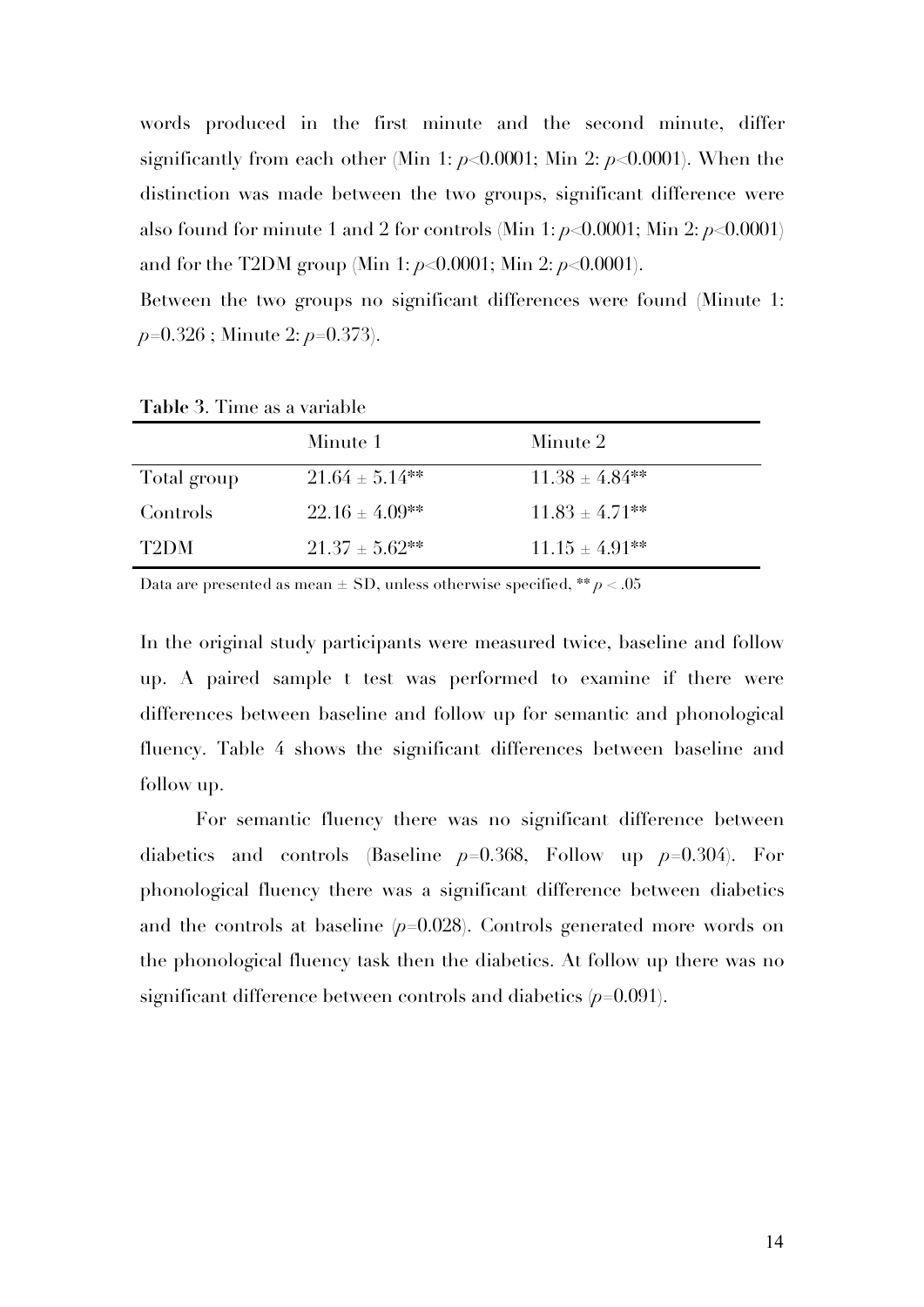words produced in the first minute and the second minute, differ significantly from each other (Min 1: $p<0.0001$; Min 2: $p<0.0001$). When the distinction was made between the two groups, significant difference were also found for minute 1 and 2 for controls (Min 1: $p<0.0001$; Min 2: $p<0.0001$) and for the T2DM group (Min 1: $p<0.0001$; Min 2: $p<0.0001$).

Between the two groups no significant differences were found (Minute 1: $p=0.326$ ; Minute 2: $p=0.373$).

**Table 3**. Time as a variable

| | Minute 1 | Minute 2 |
|---|---|---|
| Total group | $21.64 \pm 5.14$** | $11.38 \pm 4.84$** |
| Controls | $22.16 \pm 4.09$** | $11.83 \pm 4.71$** |
| T2DM | $21.37 \pm 5.62$** | $11.15 \pm 4.91$** |

Data are presented as mean ± SD, unless otherwise specified, ** $p < .05$

In the original study participants were measured twice, baseline and follow up. A paired sample t test was performed to examine if there were differences between baseline and follow up for semantic and phonological fluency. Table 4 shows the significant differences between baseline and follow up.

For semantic fluency there was no significant difference between diabetics and controls (Baseline $p=0.368$, Follow up $p=0.304$). For phonological fluency there was a significant difference between diabetics and the controls at baseline ($p=0.028$). Controls generated more words on the phonological fluency task then the diabetics. At follow up there was no significant difference between controls and diabetics ($p=0.091$).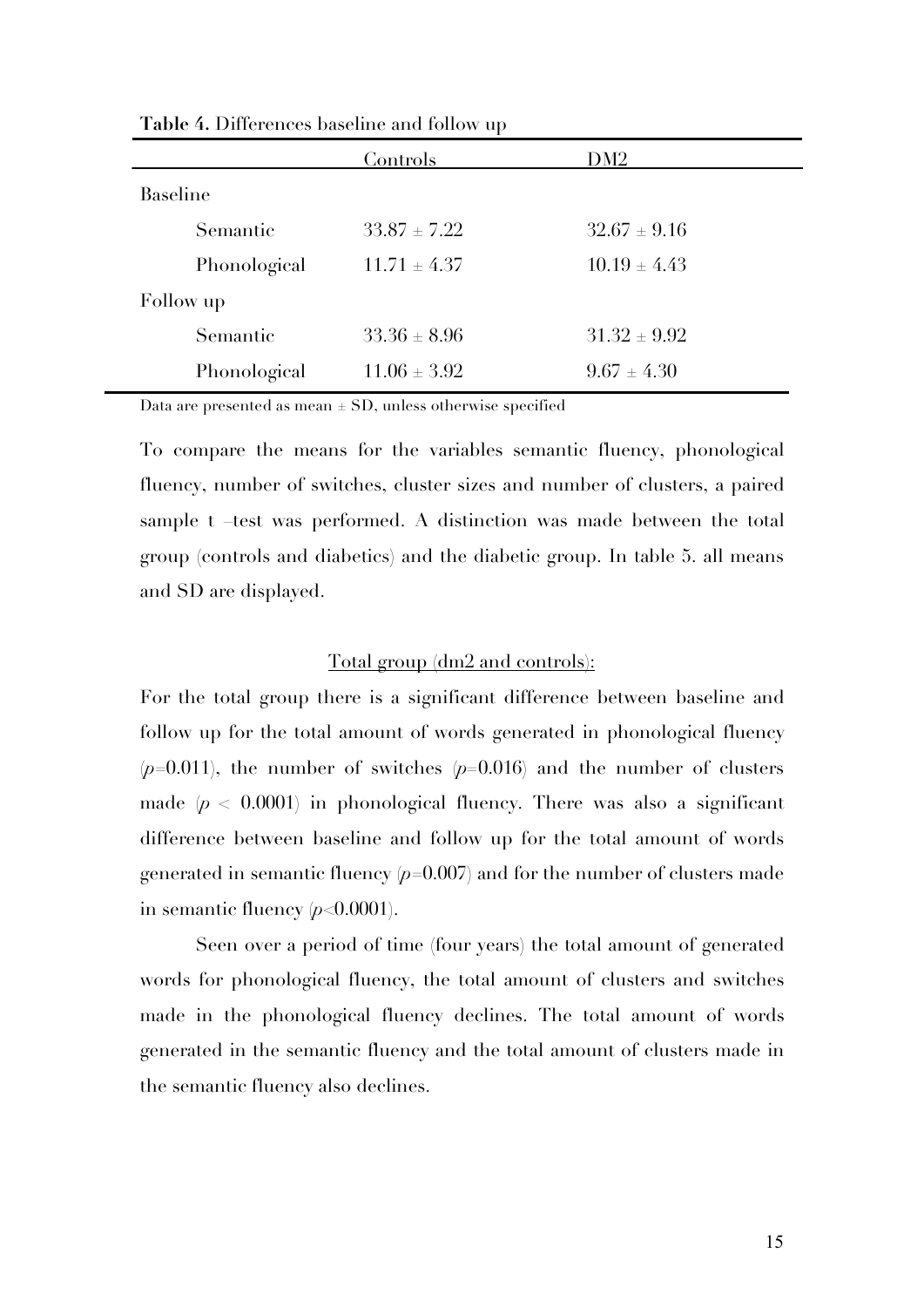**Table 4.** Differences baseline and follow up

| | Controls | DM2 |
|---|---|---|
| Baseline | | |
| Semantic | 33.87 ± 7.22 | 32.67 ± 9.16 |
| Phonological | 11.71 ± 4.37 | 10.19 ± 4.43 |
| Follow up | | |
| Semantic | 33.36 ± 8.96 | 31.32 ± 9.92 |
| Phonological | 11.06 ± 3.92 | 9.67 ± 4.30 |

Data are presented as mean ± SD, unless otherwise specified

To compare the means for the variables semantic fluency, phonological fluency, number of switches, cluster sizes and number of clusters, a paired sample t –test was performed. A distinction was made between the total group (controls and diabetics) and the diabetic group. In table 5. all means and SD are displayed.

<u>Total group (dm2 and controls):</u>

For the total group there is a significant difference between baseline and follow up for the total amount of words generated in phonological fluency ($p$=0.011), the number of switches ($p$=0.016) and the number of clusters made ($p < 0.0001$) in phonological fluency. There was also a significant difference between baseline and follow up for the total amount of words generated in semantic fluency ($p$=0.007) and for the number of clusters made in semantic fluency ($p$<0.0001).

Seen over a period of time (four years) the total amount of generated words for phonological fluency, the total amount of clusters and switches made in the phonological fluency declines. The total amount of words generated in the semantic fluency and the total amount of clusters made in the semantic fluency also declines.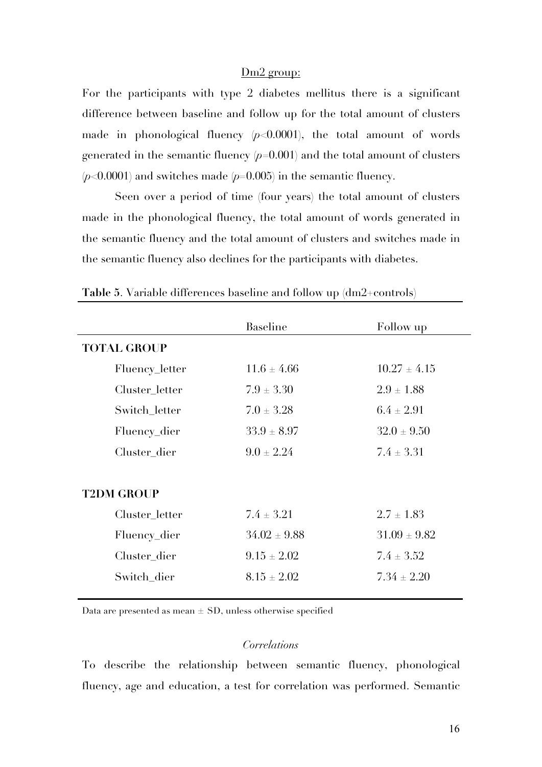Dm2 group:

For the participants with type 2 diabetes mellitus there is a significant difference between baseline and follow up for the total amount of clusters made in phonological fluency ($p<0.0001$), the total amount of words generated in the semantic fluency ($p=0.001$) and the total amount of clusters ($p<0.0001$) and switches made ($p=0.005$) in the semantic fluency.

Seen over a period of time (four years) the total amount of clusters made in the phonological fluency, the total amount of words generated in the semantic fluency and the total amount of clusters and switches made in the semantic fluency also declines for the participants with diabetes.

**Table 5**. Variable differences baseline and follow up (dm2+controls)

| | Baseline | Follow up |
|---|---|---|
| **TOTAL GROUP** | | |
| Fluency_letter | 11.6 ± 4.66 | 10.27 ± 4.15 |
| Cluster_letter | 7.9 ± 3.30 | 2.9 ± 1.88 |
| Switch_letter | 7.0 ± 3.28 | 6.4 ± 2.91 |
| Fluency_dier | 33.9 ± 8.97 | 32.0 ± 9.50 |
| Cluster_dier | 9.0 ± 2.24 | 7.4 ± 3.31 |
| **T2DM GROUP** | | |
| Cluster_letter | 7.4 ± 3.21 | 2.7 ± 1.83 |
| Fluency_dier | 34.02 ± 9.88 | 31.09 ± 9.82 |
| Cluster_dier | 9.15 ± 2.02 | 7.4 ± 3.52 |
| Switch_dier | 8.15 ± 2.02 | 7.34 ± 2.20 |

Data are presented as mean ± SD, unless otherwise specified

*Correlations*

To describe the relationship between semantic fluency, phonological fluency, age and education, a test for correlation was performed. Semantic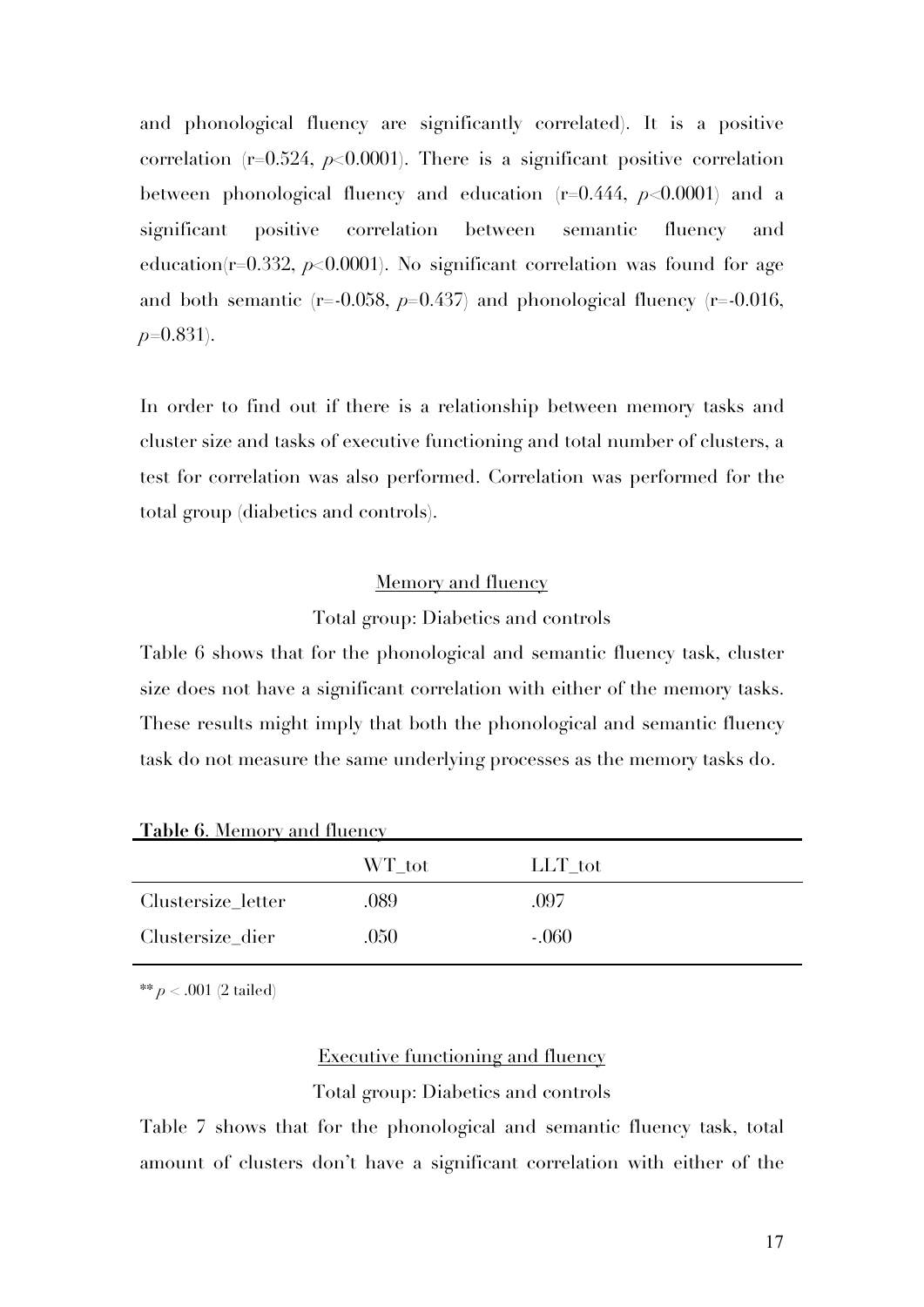and phonological fluency are significantly correlated). It is a positive correlation ($r=0.524$, $p<0.0001$). There is a significant positive correlation between phonological fluency and education ($r=0.444$, $p<0.0001$) and a significant positive correlation between semantic fluency and education($r=0.332$, $p<0.0001$). No significant correlation was found for age and both semantic ($r=-0.058$, $p=0.437$) and phonological fluency ($r=-0.016$, $p=0.831$).

In order to find out if there is a relationship between memory tasks and cluster size and tasks of executive functioning and total number of clusters, a test for correlation was also performed. Correlation was performed for the total group (diabetics and controls).

<u>Memory and fluency</u>

Total group: Diabetics and controls

Table 6 shows that for the phonological and semantic fluency task, cluster size does not have a significant correlation with either of the memory tasks. These results might imply that both the phonological and semantic fluency task do not measure the same underlying processes as the memory tasks do.

**Table 6**. Memory and fluency

| | WT_tot | LLT_tot |
|---|---|---|
| Clustersize_letter | .089 | .097 |
| Clustersize_dier | .050 | -.060 |

** $p < .001$ (2 tailed)

<u>Executive functioning and fluency</u>

Total group: Diabetics and controls

Table 7 shows that for the phonological and semantic fluency task, total amount of clusters don't have a significant correlation with either of the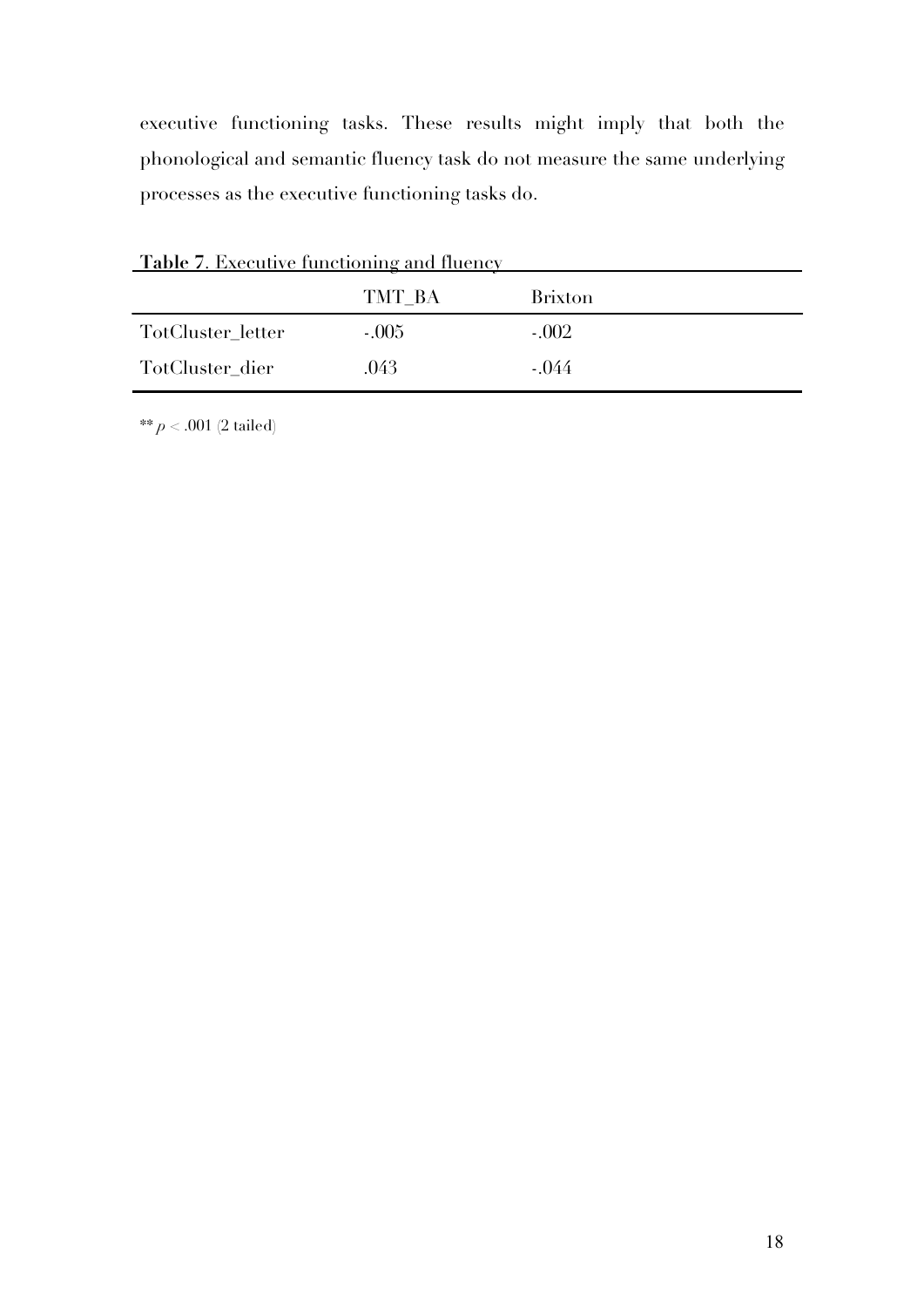executive functioning tasks. These results might imply that both the phonological and semantic fluency task do not measure the same underlying processes as the executive functioning tasks do.

**Table 7**. Executive functioning and fluency

| | TMT_BA | Brixton |
|---|---|---|
| TotCluster_letter | -.005 | -.002 |
| TotCluster_dier | .043 | -.044 |

** $p < .001$ (2 tailed)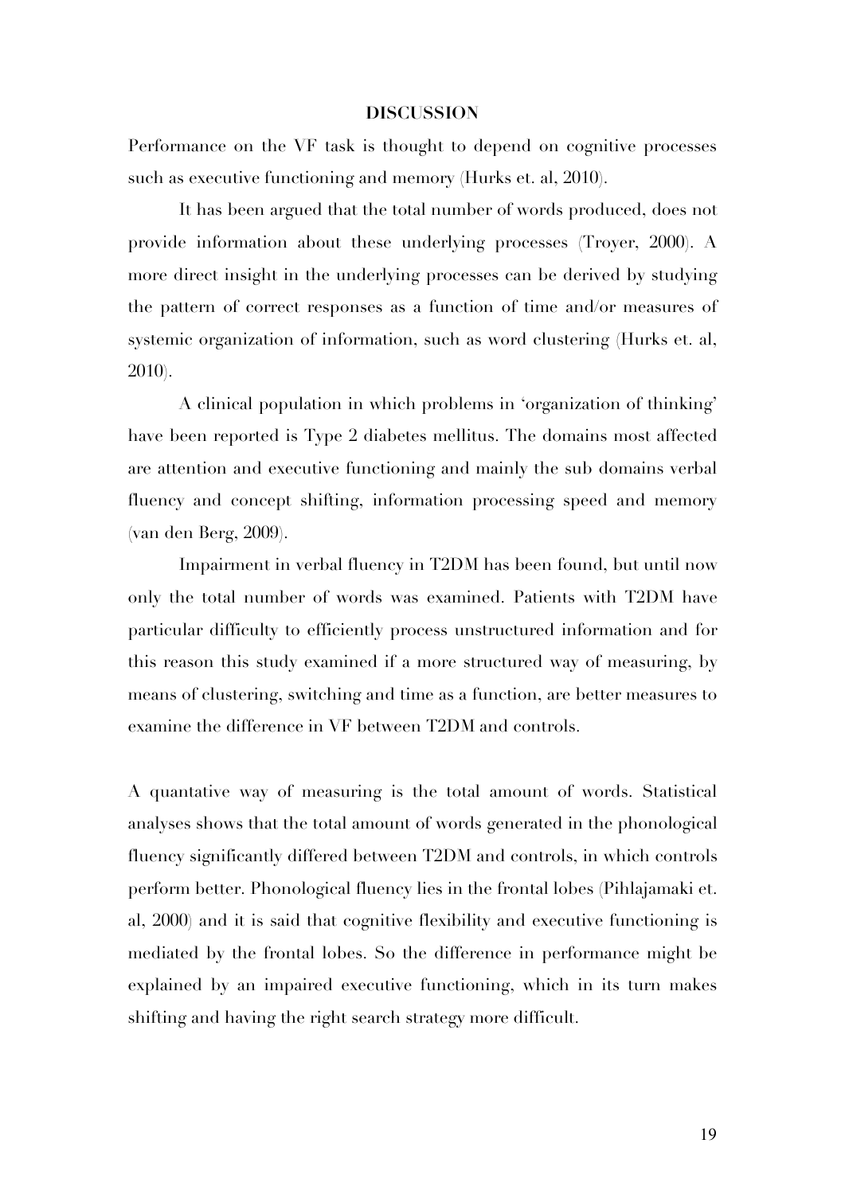## DISCUSSION

Performance on the VF task is thought to depend on cognitive processes such as executive functioning and memory (Hurks et. al, 2010).

It has been argued that the total number of words produced, does not provide information about these underlying processes (Troyer, 2000). A more direct insight in the underlying processes can be derived by studying the pattern of correct responses as a function of time and/or measures of systemic organization of information, such as word clustering (Hurks et. al, 2010).

A clinical population in which problems in 'organization of thinking' have been reported is Type 2 diabetes mellitus. The domains most affected are attention and executive functioning and mainly the sub domains verbal fluency and concept shifting, information processing speed and memory (van den Berg, 2009).

Impairment in verbal fluency in T2DM has been found, but until now only the total number of words was examined. Patients with T2DM have particular difficulty to efficiently process unstructured information and for this reason this study examined if a more structured way of measuring, by means of clustering, switching and time as a function, are better measures to examine the difference in VF between T2DM and controls.

A quantative way of measuring is the total amount of words. Statistical analyses shows that the total amount of words generated in the phonological fluency significantly differed between T2DM and controls, in which controls perform better. Phonological fluency lies in the frontal lobes (Pihlajamaki et. al, 2000) and it is said that cognitive flexibility and executive functioning is mediated by the frontal lobes. So the difference in performance might be explained by an impaired executive functioning, which in its turn makes shifting and having the right search strategy more difficult.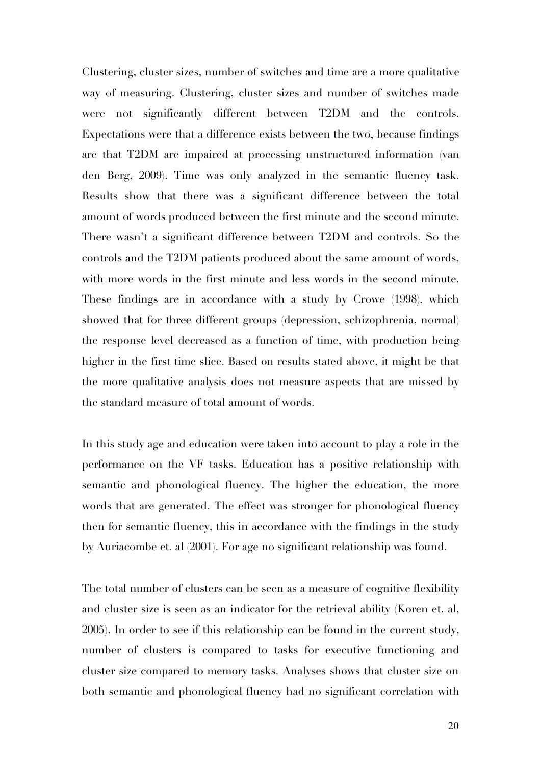Clustering, cluster sizes, number of switches and time are a more qualitative way of measuring. Clustering, cluster sizes and number of switches made were not significantly different between T2DM and the controls. Expectations were that a difference exists between the two, because findings are that T2DM are impaired at processing unstructured information (van den Berg, 2009). Time was only analyzed in the semantic fluency task. Results show that there was a significant difference between the total amount of words produced between the first minute and the second minute. There wasn't a significant difference between T2DM and controls. So the controls and the T2DM patients produced about the same amount of words, with more words in the first minute and less words in the second minute. These findings are in accordance with a study by Crowe (1998), which showed that for three different groups (depression, schizophrenia, normal) the response level decreased as a function of time, with production being higher in the first time slice. Based on results stated above, it might be that the more qualitative analysis does not measure aspects that are missed by the standard measure of total amount of words.

In this study age and education were taken into account to play a role in the performance on the VF tasks. Education has a positive relationship with semantic and phonological fluency. The higher the education, the more words that are generated. The effect was stronger for phonological fluency then for semantic fluency, this in accordance with the findings in the study by Auriacombe et. al (2001). For age no significant relationship was found.

The total number of clusters can be seen as a measure of cognitive flexibility and cluster size is seen as an indicator for the retrieval ability (Koren et. al, 2005). In order to see if this relationship can be found in the current study, number of clusters is compared to tasks for executive functioning and cluster size compared to memory tasks. Analyses shows that cluster size on both semantic and phonological fluency had no significant correlation with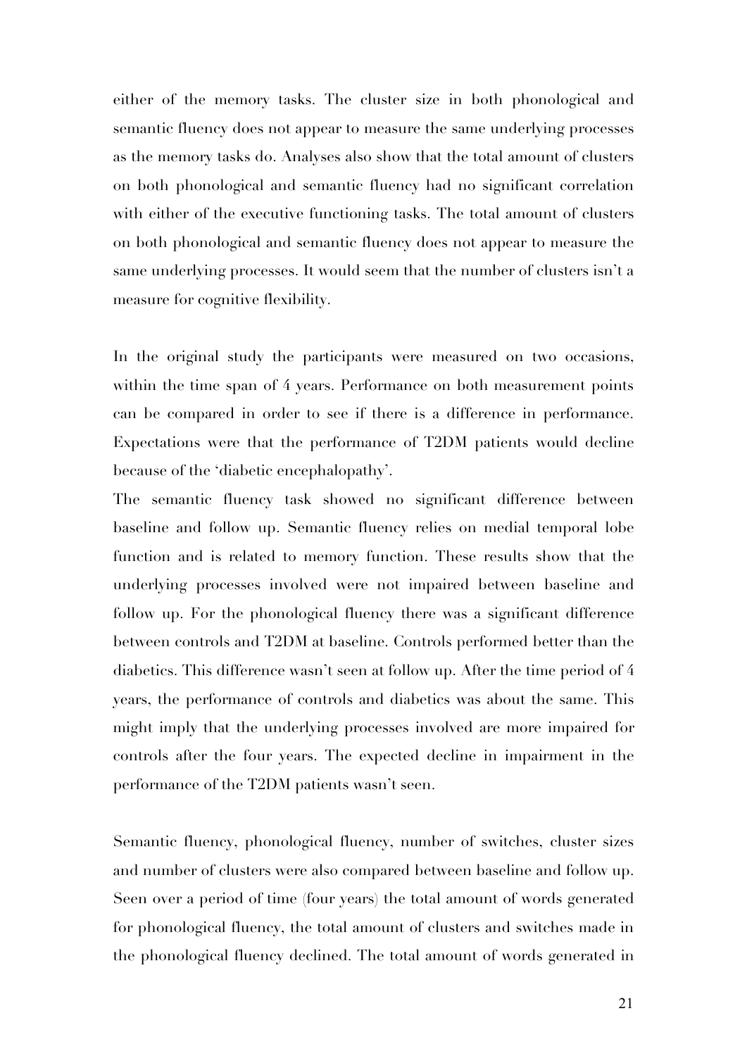either of the memory tasks. The cluster size in both phonological and semantic fluency does not appear to measure the same underlying processes as the memory tasks do. Analyses also show that the total amount of clusters on both phonological and semantic fluency had no significant correlation with either of the executive functioning tasks. The total amount of clusters on both phonological and semantic fluency does not appear to measure the same underlying processes. It would seem that the number of clusters isn't a measure for cognitive flexibility.

In the original study the participants were measured on two occasions, within the time span of 4 years. Performance on both measurement points can be compared in order to see if there is a difference in performance. Expectations were that the performance of T2DM patients would decline because of the 'diabetic encephalopathy'.

The semantic fluency task showed no significant difference between baseline and follow up. Semantic fluency relies on medial temporal lobe function and is related to memory function. These results show that the underlying processes involved were not impaired between baseline and follow up. For the phonological fluency there was a significant difference between controls and T2DM at baseline. Controls performed better than the diabetics. This difference wasn't seen at follow up. After the time period of 4 years, the performance of controls and diabetics was about the same. This might imply that the underlying processes involved are more impaired for controls after the four years. The expected decline in impairment in the performance of the T2DM patients wasn't seen.

Semantic fluency, phonological fluency, number of switches, cluster sizes and number of clusters were also compared between baseline and follow up. Seen over a period of time (four years) the total amount of words generated for phonological fluency, the total amount of clusters and switches made in the phonological fluency declined. The total amount of words generated in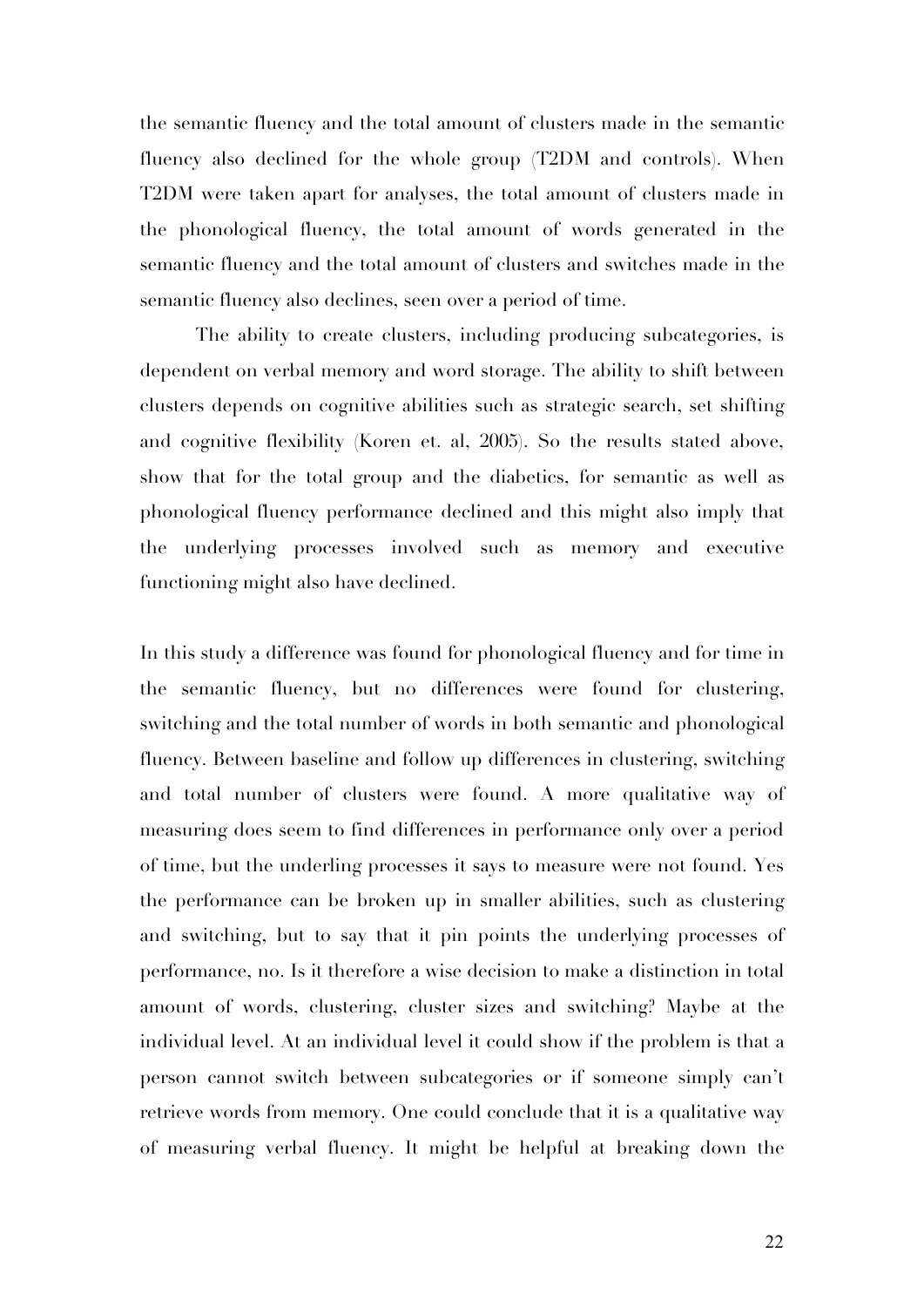the semantic fluency and the total amount of clusters made in the semantic fluency also declined for the whole group (T2DM and controls). When T2DM were taken apart for analyses, the total amount of clusters made in the phonological fluency, the total amount of words generated in the semantic fluency and the total amount of clusters and switches made in the semantic fluency also declines, seen over a period of time.

The ability to create clusters, including producing subcategories, is dependent on verbal memory and word storage. The ability to shift between clusters depends on cognitive abilities such as strategic search, set shifting and cognitive flexibility (Koren et. al, 2005). So the results stated above, show that for the total group and the diabetics, for semantic as well as phonological fluency performance declined and this might also imply that the underlying processes involved such as memory and executive functioning might also have declined.

In this study a difference was found for phonological fluency and for time in the semantic fluency, but no differences were found for clustering, switching and the total number of words in both semantic and phonological fluency. Between baseline and follow up differences in clustering, switching and total number of clusters were found. A more qualitative way of measuring does seem to find differences in performance only over a period of time, but the underling processes it says to measure were not found. Yes the performance can be broken up in smaller abilities, such as clustering and switching, but to say that it pin points the underlying processes of performance, no. Is it therefore a wise decision to make a distinction in total amount of words, clustering, cluster sizes and switching? Maybe at the individual level. At an individual level it could show if the problem is that a person cannot switch between subcategories or if someone simply can't retrieve words from memory. One could conclude that it is a qualitative way of measuring verbal fluency. It might be helpful at breaking down the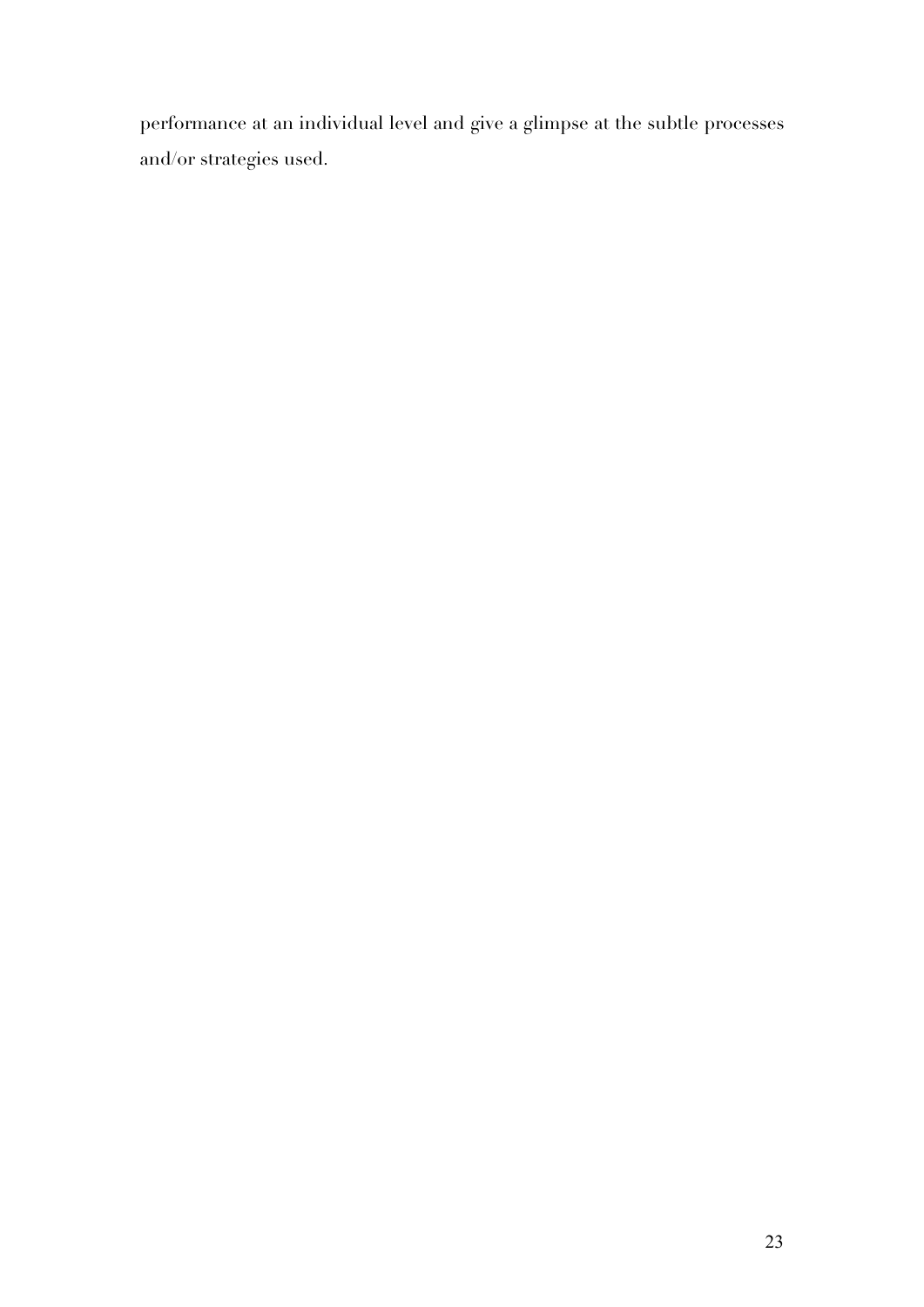performance at an individual level and give a glimpse at the subtle processes and/or strategies used.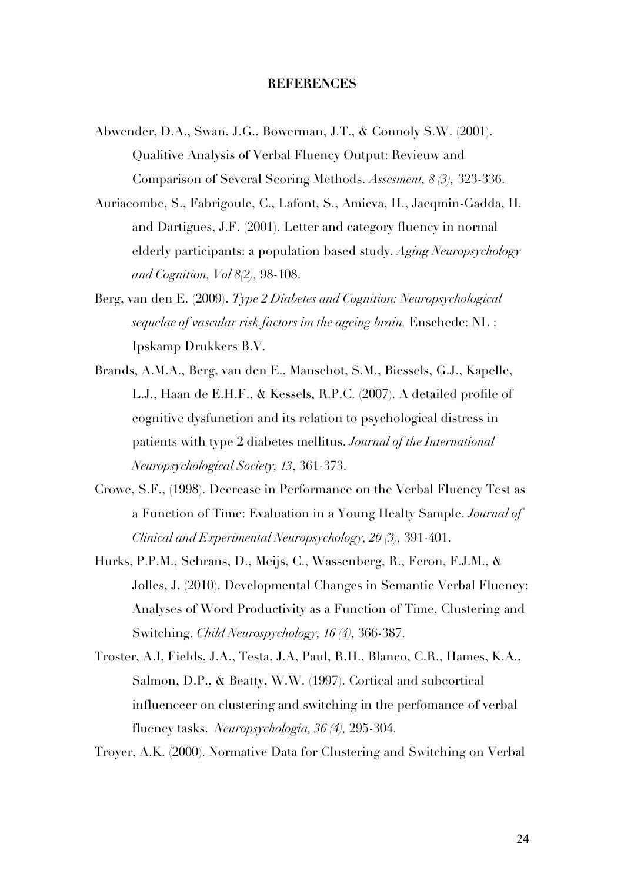## REFERENCES

Abwender, D.A., Swan, J.G., Bowerman, J.T., & Connoly S.W. (2001). Qualitive Analysis of Verbal Fluency Output: Revieuw and Comparison of Several Scoring Methods. *Assesment, 8 (3),* 323-336.

Auriacombe, S., Fabrigoule, C., Lafont, S., Amieva, H., Jacqmin-Gadda, H. and Dartigues, J.F. (2001). Letter and category fluency in normal elderly participants: a population based study. *Aging Neuropsychology and Cognition, Vol 8(2),* 98-108.

Berg, van den E. (2009). *Type 2 Diabetes and Cognition: Neuropsychological sequelae of vascular risk factors im the ageing brain.* Enschede: NL : Ipskamp Drukkers B.V.

Brands, A.M.A., Berg, van den E., Manschot, S.M., Biessels, G.J., Kapelle, L.J., Haan de E.H.F., & Kessels, R.P.C. (2007). A detailed profile of cognitive dysfunction and its relation to psychological distress in patients with type 2 diabetes mellitus. *Journal of the International Neuropsychological Society, 13*, 361-373.

Crowe, S.F., (1998). Decrease in Performance on the Verbal Fluency Test as a Function of Time: Evaluation in a Young Healty Sample. *Journal of Clinical and Experimental Neuropsychology, 20 (3)*, 391-401.

Hurks, P.P.M., Schrans, D., Meijs, C., Wassenberg, R., Feron, F.J.M., & Jolles, J. (2010). Developmental Changes in Semantic Verbal Fluency: Analyses of Word Productivity as a Function of Time, Clustering and Switching. *Child Neurospychology, 16 (4),* 366-387.

Troster, A.I, Fields, J.A., Testa, J.A, Paul, R.H., Blanco, C.R., Hames, K.A., Salmon, D.P., & Beatty, W.W. (1997). Cortical and subcortical influenceer on clustering and switching in the perfomance of verbal fluency tasks. *Neuropsychologia, 36 (4),* 295-304.

Troyer, A.K. (2000). Normative Data for Clustering and Switching on Verbal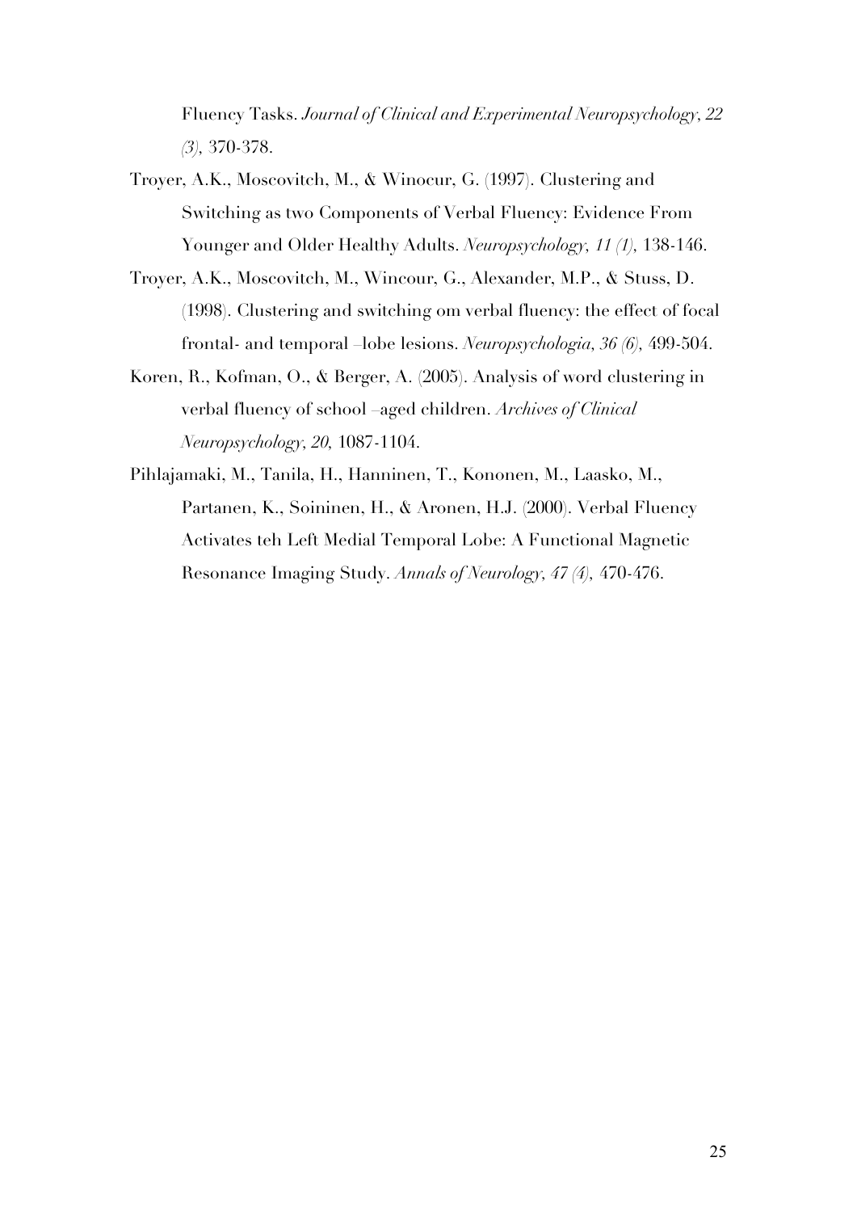Fluency Tasks. *Journal of Clinical and Experimental Neuropsychology, 22 (3),* 370-378.

Troyer, A.K., Moscovitch, M., & Winocur, G. (1997). Clustering and Switching as two Components of Verbal Fluency: Evidence From Younger and Older Healthy Adults. *Neuropsychology, 11 (1),* 138-146.

Troyer, A.K., Moscovitch, M., Wincour, G., Alexander, M.P., & Stuss, D. (1998). Clustering and switching om verbal fluency: the effect of focal frontal- and temporal –lobe lesions. *Neuropsychologia, 36 (6),* 499-504.

Koren, R., Kofman, O., & Berger, A. (2005). Analysis of word clustering in verbal fluency of school –aged children. *Archives of Clinical Neuropsychology, 20,* 1087-1104.

Pihlajamaki, M., Tanila, H., Hanninen, T., Kononen, M., Laasko, M., Partanen, K., Soininen, H., & Aronen, H.J. (2000). Verbal Fluency Activates teh Left Medial Temporal Lobe: A Functional Magnetic Resonance Imaging Study. *Annals of Neurology, 47 (4),* 470-476.